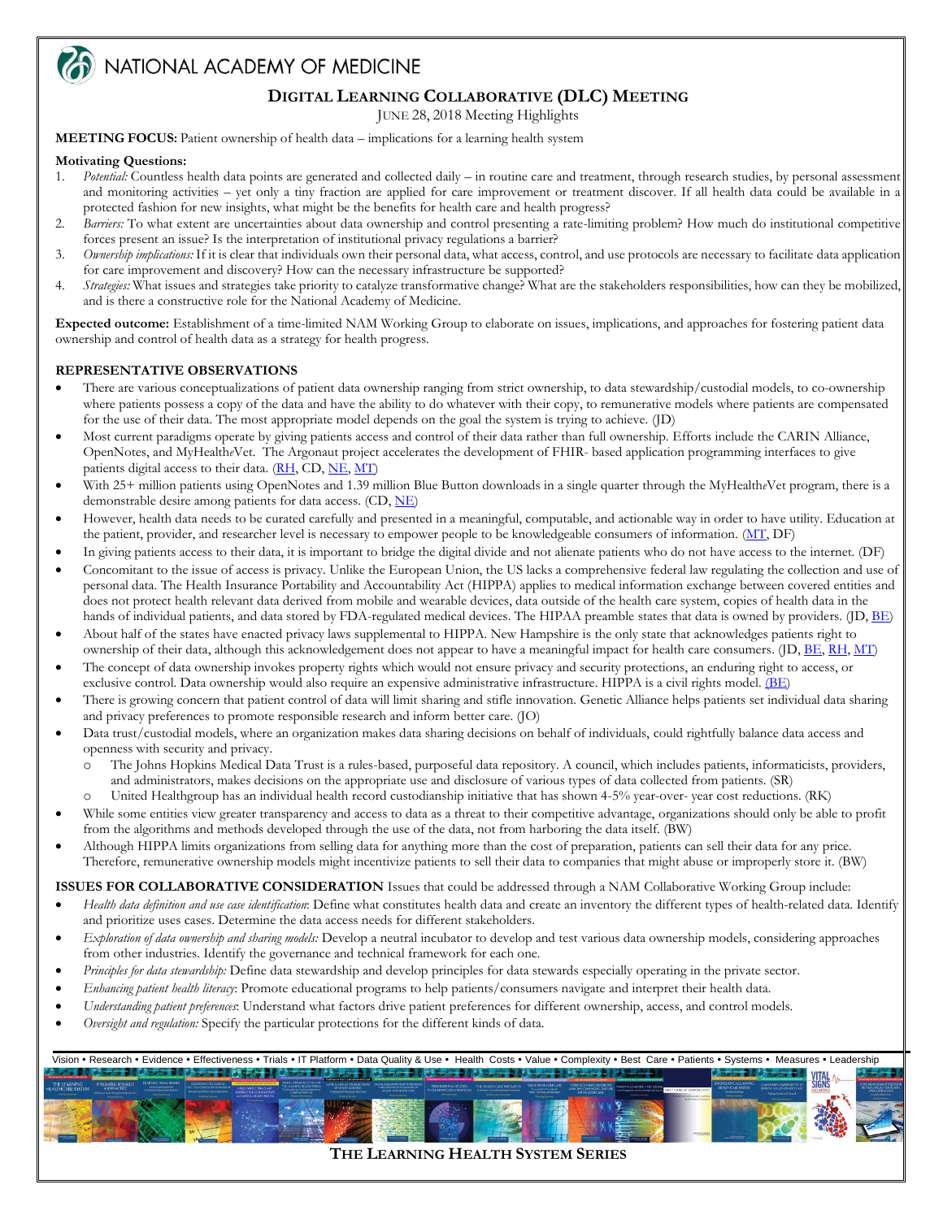NATIONAL ACADEMY OF MEDICINE

# DIGITAL LEARNING COLLABORATIVE (DLC) MEETING

JUNE 28, 2018 Meeting Highlights

**MEETING FOCUS:** Patient ownership of health data – implications for a learning health system

**Motivating Questions:**

1. *Potential:* Countless health data points are generated and collected daily – in routine care and treatment, through research studies, by personal assessment and monitoring activities – yet only a tiny fraction are applied for care improvement or treatment discover. If all health data could be available in a protected fashion for new insights, what might be the benefits for health care and health progress?
2. *Barriers:* To what extent are uncertainties about data ownership and control presenting a rate-limiting problem? How much do institutional competitive forces present an issue? Is the interpretation of institutional privacy regulations a barrier?
3. *Ownership implications:* If it is clear that individuals own their personal data, what access, control, and use protocols are necessary to facilitate data application for care improvement and discovery? How can the necessary infrastructure be supported?
4. *Strategies:* What issues and strategies take priority to catalyze transformative change? What are the stakeholders responsibilities, how can they be mobilized, and is there a constructive role for the National Academy of Medicine.

**Expected outcome:** Establishment of a time-limited NAM Working Group to elaborate on issues, implications, and approaches for fostering patient data ownership and control of health data as a strategy for health progress.

## REPRESENTATIVE OBSERVATIONS

- There are various conceptualizations of patient data ownership ranging from strict ownership, to data stewardship/custodial models, to co-ownership where patients possess a copy of the data and have the ability to do whatever with their copy, to remunerative models where patients are compensated for the use of their data. The most appropriate model depends on the goal the system is trying to achieve. (JD)
- Most current paradigms operate by giving patients access and control of their data rather than full ownership. Efforts include the CARIN Alliance, OpenNotes, and MyHealth*e*Vet. The Argonaut project accelerates the development of FHIR- based application programming interfaces to give patients digital access to their data. (RH, CD, NE, MT)
- With 25+ million patients using OpenNotes and 1.39 million Blue Button downloads in a single quarter through the MyHealth*e*Vet program, there is a demonstrable desire among patients for data access. (CD, NE)
- However, health data needs to be curated carefully and presented in a meaningful, computable, and actionable way in order to have utility. Education at the patient, provider, and researcher level is necessary to empower people to be knowledgeable consumers of information. (MT, DF)
- In giving patients access to their data, it is important to bridge the digital divide and not alienate patients who do not have access to the internet. (DF)
- Concomitant to the issue of access is privacy. Unlike the European Union, the US lacks a comprehensive federal law regulating the collection and use of personal data. The Health Insurance Portability and Accountability Act (HIPPA) applies to medical information exchange between covered entities and does not protect health relevant data derived from mobile and wearable devices, data outside of the health care system, copies of health data in the hands of individual patients, and data stored by FDA-regulated medical devices. The HIPAA preamble states that data is owned by providers. (JD, BE)
- About half of the states have enacted privacy laws supplemental to HIPPA. New Hampshire is the only state that acknowledges patients right to ownership of their data, although this acknowledgement does not appear to have a meaningful impact for health care consumers. (JD, BE, RH, MT)
- The concept of data ownership invokes property rights which would not ensure privacy and security protections, an enduring right to access, or exclusive control. Data ownership would also require an expensive administrative infrastructure. HIPPA is a civil rights model. (BE)
- There is growing concern that patient control of data will limit sharing and stifle innovation. Genetic Alliance helps patients set individual data sharing and privacy preferences to promote responsible research and inform better care. (JO)
- Data trust/custodial models, where an organization makes data sharing decisions on behalf of individuals, could rightfully balance data access and openness with security and privacy.
  - The Johns Hopkins Medical Data Trust is a rules-based, purposeful data repository. A council, which includes patients, informaticists, providers, and administrators, makes decisions on the appropriate use and disclosure of various types of data collected from patients. (SR)
  - United Healthgroup has an individual health record custodianship initiative that has shown 4-5% year-over- year cost reductions. (RK)
- While some entities view greater transparency and access to data as a threat to their competitive advantage, organizations should only be able to profit from the algorithms and methods developed through the use of the data, not from harboring the data itself. (BW)
- Although HIPPA limits organizations from selling data for anything more than the cost of preparation, patients can sell their data for any price. Therefore, remunerative ownership models might incentivize patients to sell their data to companies that might abuse or improperly store it. (BW)

**ISSUES FOR COLLABORATIVE CONSIDERATION** Issues that could be addressed through a NAM Collaborative Working Group include:

- *Health data definition and use case identification*: Define what constitutes health data and create an inventory the different types of health-related data. Identify and prioritize uses cases. Determine the data access needs for different stakeholders.
- *Exploration of data ownership and sharing models:* Develop a neutral incubator to develop and test various data ownership models, considering approaches from other industries. Identify the governance and technical framework for each one.
- *Principles for data stewardship:* Define data stewardship and develop principles for data stewards especially operating in the private sector.
- *Enhancing patient health literacy*: Promote educational programs to help patients/consumers navigate and interpret their health data.
- *Understanding patient preferences*: Understand what factors drive patient preferences for different ownership, access, and control models.
- *Oversight and regulation:* Specify the particular protections for the different kinds of data.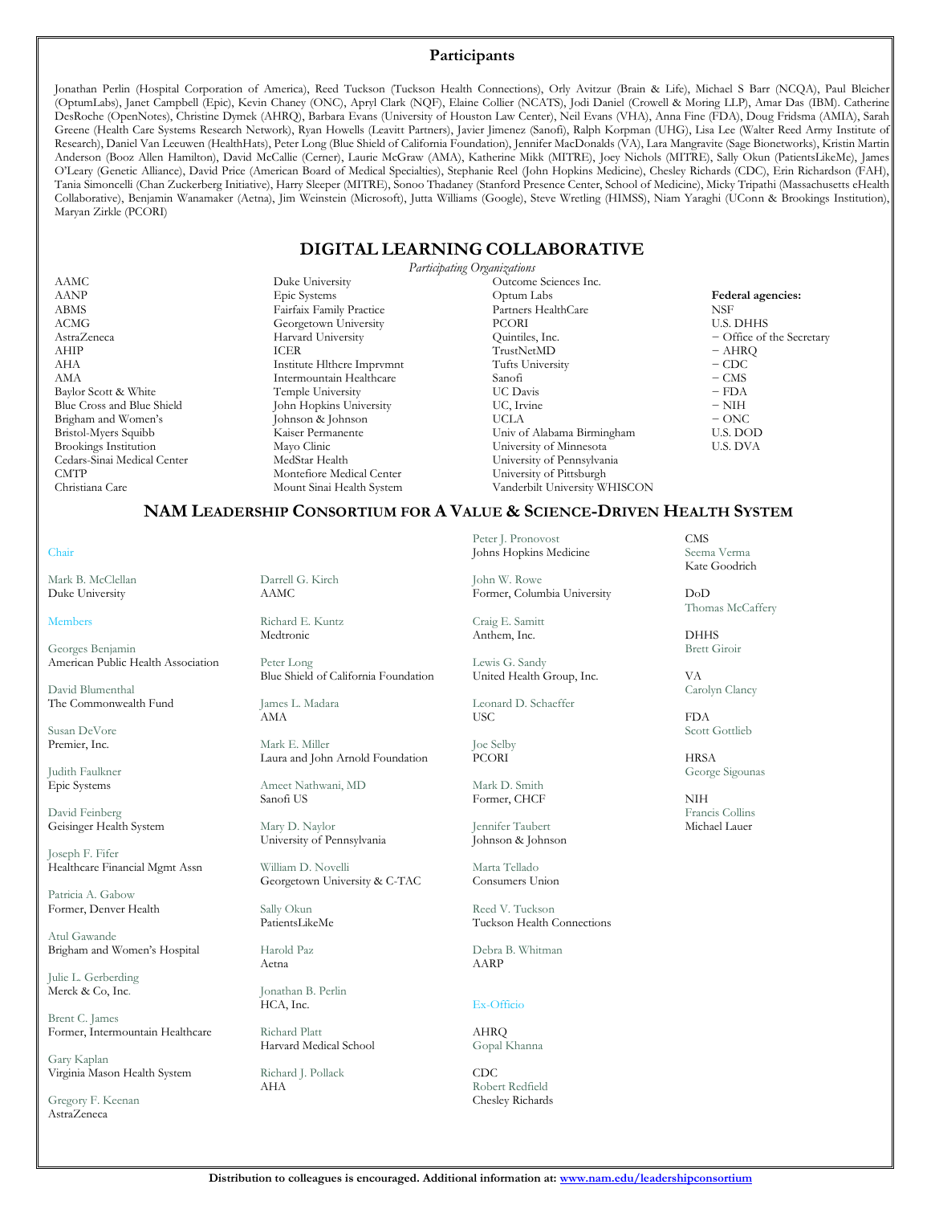## Participants

Jonathan Perlin (Hospital Corporation of America), Reed Tuckson (Tuckson Health Connections), Orly Avitzur (Brain & Life), Michael S Barr (NCQA), Paul Bleicher (OptumLabs), Janet Campbell (Epic), Kevin Chaney (ONC), Apryl Clark (NQF), Elaine Collier (NCATS), Jodi Daniel (Crowell & Moring LLP), Amar Das (IBM). Catherine DesRoche (OpenNotes), Christine Dymek (AHRQ), Barbara Evans (University of Houston Law Center), Neil Evans (VHA), Anna Fine (FDA), Doug Fridsma (AMIA), Sarah Greene (Health Care Systems Research Network), Ryan Howells (Leavitt Partners), Javier Jimenez (Sanofi), Ralph Korpman (UHG), Lisa Lee (Walter Reed Army Institute of Research), Daniel Van Leeuwen (HealthHats), Peter Long (Blue Shield of California Foundation), Jennifer MacDonalds (VA), Lara Mangravite (Sage Bionetworks), Kristin Martin Anderson (Booz Allen Hamilton), David McCallie (Cerner), Laurie McGraw (AMA), Katherine Mikk (MITRE), Joey Nichols (MITRE), Sally Okun (PatientsLikeMe), James O'Leary (Genetic Alliance), David Price (American Board of Medical Specialties), Stephanie Reel (John Hopkins Medicine), Chesley Richards (CDC), Erin Richardson (FAH), Tania Simoncelli (Chan Zuckerberg Initiative), Harry Sleeper (MITRE), Sonoo Thadaney (Stanford Presence Center, School of Medicine), Micky Tripathi (Massachusetts eHealth Collaborative), Benjamin Wanamaker (Aetna), Jim Weinstein (Microsoft), Jutta Williams (Google), Steve Wretling (HIMSS), Niam Yaraghi (UConn & Brookings Institution), Maryan Zirkle (PCORI)

## DIGITAL LEARNING COLLABORATIVE

*Participating Organizations*

AAMC
AANP
ABMS
ACMG
AstraZeneca
AHIP
AHA
AMA
Baylor Scott & White
Blue Cross and Blue Shield
Brigham and Women's
Bristol-Myers Squibb
Brookings Institution
Cedars-Sinai Medical Center
CMTP
Christiana Care
Duke University
Epic Systems
Fairfax Family Practice
Georgetown University
Harvard University
ICER
Institute Hlthcre Imprvmnt
Intermountain Healthcare
Temple University
John Hopkins University
Johnson & Johnson
Kaiser Permanente
Mayo Clinic
MedStar Health
Montefiore Medical Center
Mount Sinai Health System
Outcome Sciences Inc.
Optum Labs
Partners HealthCare
PCORI
Quintiles, Inc.
TrustNetMD
Tufts University
Sanofi
UC Davis
UC, Irvine
UCLA
Univ of Alabama Birmingham
University of Minnesota
University of Pennsylvania
University of Pittsburgh
Vanderbilt University WHISCON

**Federal agencies:**
NSF
U.S. DHHS
− Office of the Secretary
− AHRQ
− CDC
− CMS
− FDA
− NIH
− ONC
U.S. DOD
U.S. DVA

## NAM LEADERSHIP CONSORTIUM FOR A VALUE & SCIENCE-DRIVEN HEALTH SYSTEM

Chair

Mark B. McClellan
Duke University

Members

Georges Benjamin
American Public Health Association

David Blumenthal
The Commonwealth Fund

Susan DeVore
Premier, Inc.

Judith Faulkner
Epic Systems

David Feinberg
Geisinger Health System

Joseph F. Fifer
Healthcare Financial Mgmt Assn

Patricia A. Gabow
Former, Denver Health

Atul Gawande
Brigham and Women's Hospital

Julie L. Gerberding
Merck & Co, Inc.

Brent C. James
Former, Intermountain Healthcare

Gary Kaplan
Virginia Mason Health System

Gregory F. Keenan
AstraZeneca

Darrell G. Kirch
AAMC

Richard E. Kuntz
Medtronic

Peter Long
Blue Shield of California Foundation

James L. Madara
AMA

Mark E. Miller
Laura and John Arnold Foundation

Ameet Nathwani, MD
Sanofi US

Mary D. Naylor
University of Pennsylvania

William D. Novelli
Georgetown University & C-TAC

Sally Okun
PatientsLikeMe

Harold Paz
Aetna

Jonathan B. Perlin
HCA, Inc.

Richard Platt
Harvard Medical School

Richard J. Pollack
AHA

Peter J. Pronovost
Johns Hopkins Medicine

John W. Rowe
Former, Columbia University

Craig E. Samitt
Anthem, Inc.

Lewis G. Sandy
United Health Group, Inc.

Leonard D. Schaeffer
USC

Joe Selby
PCORI

Mark D. Smith
Former, CHCF

Jennifer Taubert
Johnson & Johnson

Marta Tellado
Consumers Union

Reed V. Tuckson
Tuckson Health Connections

Debra B. Whitman
AARP

Ex-Officio

AHRQ
Gopal Khanna

CDC
Robert Redfield
Chesley Richards

CMS
Seema Verma
Kate Goodrich

DoD
Thomas McCaffery

DHHS
Brett Giroir

VA
Carolyn Clancy

FDA
Scott Gottlieb

HRSA
George Sigounas

NIH
Francis Collins
Michael Lauer

**Distribution to colleagues is encouraged. Additional information at: www.nam.edu/leadershipconsortium**